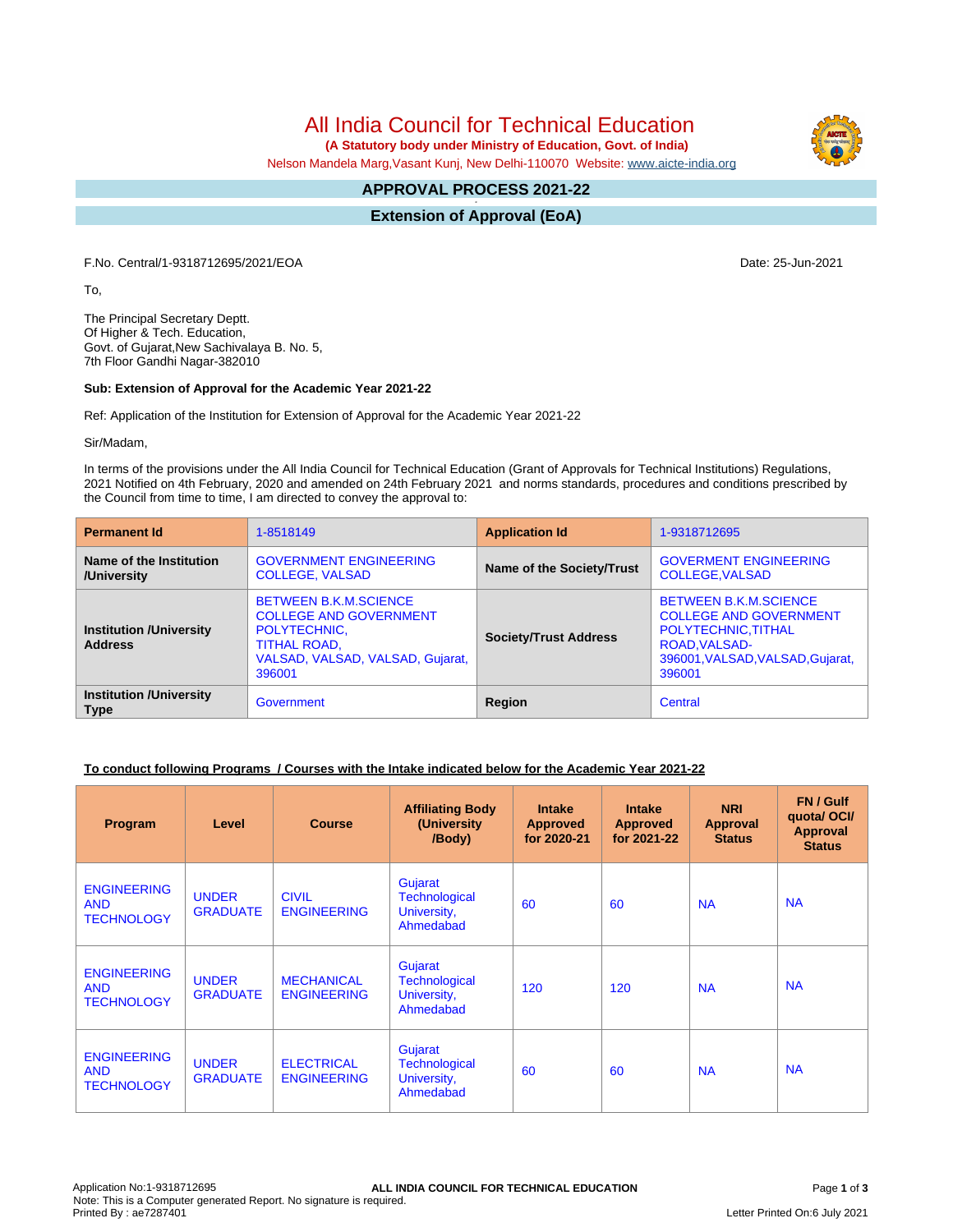# All India Council for Technical Education

**(A Statutory body under Ministry of Education, Govt. of India)**

Nelson Mandela Marg,Vasant Kunj, New Delhi-110070 Website: www.aicte-india.org

## APPROVAL PROCESS 2021-22

## Extension of Approval (EoA)

F.No. Central/1-9318712695/2021/EOA

Date: 25-Jun-2021

To,

The Principal Secretary Deptt.
Of Higher & Tech. Education,
Govt. of Gujarat,New Sachivalaya B. No. 5,
7th Floor Gandhi Nagar-382010

**Sub: Extension of Approval for the Academic Year 2021-22**

Ref: Application of the Institution for Extension of Approval for the Academic Year 2021-22

Sir/Madam,

In terms of the provisions under the All India Council for Technical Education (Grant of Approvals for Technical Institutions) Regulations, 2021 Notified on 4th February, 2020 and amended on 24th February 2021 and norms standards, procedures and conditions prescribed by the Council from time to time, I am directed to convey the approval to:

| **Permanent Id** | 1-8518149 | **Application Id** | 1-9318712695 |
|---|---|---|---|
| **Name of the Institution /University** | GOVERNMENT ENGINEERING COLLEGE, VALSAD | **Name of the Society/Trust** | GOVERMENT ENGINEERING COLLEGE,VALSAD |
| **Institution /University Address** | BETWEEN B.K.M.SCIENCE COLLEGE AND GOVERNMENT POLYTECHNIC, TITHAL ROAD, VALSAD, VALSAD, VALSAD, Gujarat, 396001 | **Society/Trust Address** | BETWEEN B.K.M.SCIENCE COLLEGE AND GOVERNMENT POLYTECHNIC,TITHAL ROAD,VALSAD-396001,VALSAD,VALSAD,Gujarat, 396001 |
| **Institution /University Type** | Government | **Region** | Central |

**To conduct following Programs / Courses with the Intake indicated below for the Academic Year 2021-22**

| Program | Level | Course | Affiliating Body (University /Body) | Intake Approved for 2020-21 | Intake Approved for 2021-22 | NRI Approval Status | FN / Gulf quota/ OCI/ Approval Status |
|---|---|---|---|---|---|---|---|
| ENGINEERING AND TECHNOLOGY | UNDER GRADUATE | CIVIL ENGINEERING | Gujarat Technological University, Ahmedabad | 60 | 60 | NA | NA |
| ENGINEERING AND TECHNOLOGY | UNDER GRADUATE | MECHANICAL ENGINEERING | Gujarat Technological University, Ahmedabad | 120 | 120 | NA | NA |
| ENGINEERING AND TECHNOLOGY | UNDER GRADUATE | ELECTRICAL ENGINEERING | Gujarat Technological University, Ahmedabad | 60 | 60 | NA | NA |

Application No:1-9318712695
Note: This is a Computer generated Report. No signature is required.
Printed By : ae7287401

Letter Printed On:6 July 2021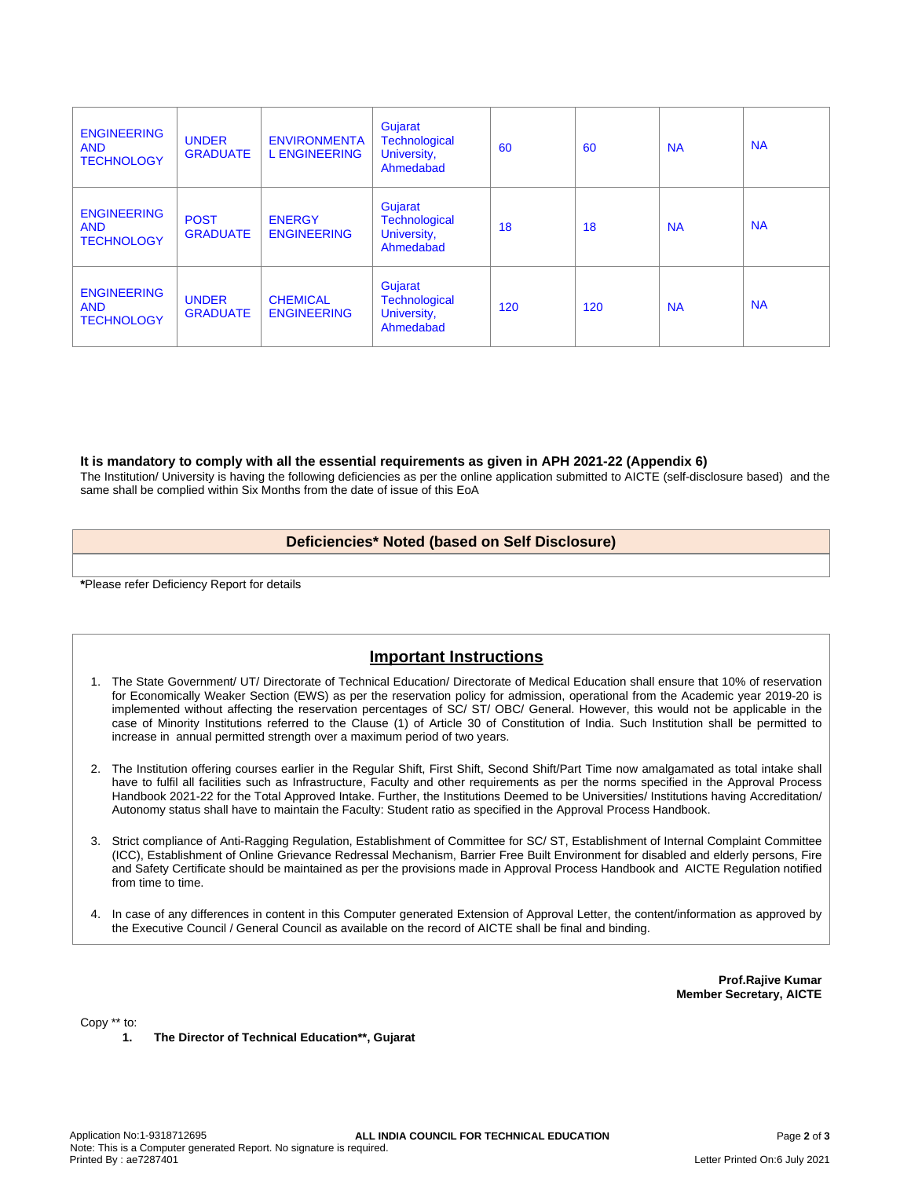| ENGINEERING AND TECHNOLOGY | UNDER GRADUATE | ENVIRONMENTAL ENGINEERING | Gujarat Technological University, Ahmedabad | 60 | 60 | NA | NA |
|---|---|---|---|---|---|---|---|
| ENGINEERING AND TECHNOLOGY | POST GRADUATE | ENERGY ENGINEERING | Gujarat Technological University, Ahmedabad | 18 | 18 | NA | NA |
| ENGINEERING AND TECHNOLOGY | UNDER GRADUATE | CHEMICAL ENGINEERING | Gujarat Technological University, Ahmedabad | 120 | 120 | NA | NA |

**It is mandatory to comply with all the essential requirements as given in APH 2021-22 (Appendix 6)**

The Institution/ University is having the following deficiencies as per the online application submitted to AICTE (self-disclosure based) and the same shall be complied within Six Months from the date of issue of this EoA

| Deficiencies* Noted (based on Self Disclosure) |
|---|
| |

***Please refer Deficiency Report for details**

## Important Instructions

1. The State Government/ UT/ Directorate of Technical Education/ Directorate of Medical Education shall ensure that 10% of reservation for Economically Weaker Section (EWS) as per the reservation policy for admission, operational from the Academic year 2019-20 is implemented without affecting the reservation percentages of SC/ ST/ OBC/ General. However, this would not be applicable in the case of Minority Institutions referred to the Clause (1) of Article 30 of Constitution of India. Such Institution shall be permitted to increase in annual permitted strength over a maximum period of two years.

2. The Institution offering courses earlier in the Regular Shift, First Shift, Second Shift/Part Time now amalgamated as total intake shall have to fulfil all facilities such as Infrastructure, Faculty and other requirements as per the norms specified in the Approval Process Handbook 2021-22 for the Total Approved Intake. Further, the Institutions Deemed to be Universities/ Institutions having Accreditation/ Autonomy status shall have to maintain the Faculty: Student ratio as specified in the Approval Process Handbook.

3. Strict compliance of Anti-Ragging Regulation, Establishment of Committee for SC/ ST, Establishment of Internal Complaint Committee (ICC), Establishment of Online Grievance Redressal Mechanism, Barrier Free Built Environment for disabled and elderly persons, Fire and Safety Certificate should be maintained as per the provisions made in Approval Process Handbook and AICTE Regulation notified from time to time.

4. In case of any differences in content in this Computer generated Extension of Approval Letter, the content/information as approved by the Executive Council / General Council as available on the record of AICTE shall be final and binding.

**Prof.Rajive Kumar**
**Member Secretary, AICTE**

Copy ** to:

1. **The Director of Technical Education**, Gujarat**

Application No:1-9318712695
Note: This is a Computer generated Report. No signature is required.
Printed By : ae7287401
Letter Printed On:6 July 2021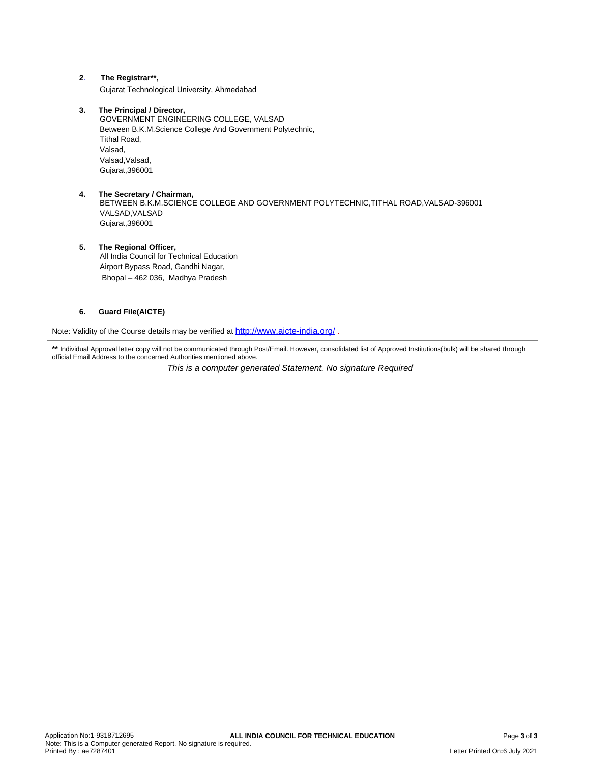**2**. **The Registrar**,**

Gujarat Technological University, Ahmedabad

**3. The Principal / Director,**

GOVERNMENT ENGINEERING COLLEGE, VALSAD
Between B.K.M.Science College And Government Polytechnic,
Tithal Road,
Valsad,
Valsad,Valsad,
Gujarat,396001

**4. The Secretary / Chairman,**

BETWEEN B.K.M.SCIENCE COLLEGE AND GOVERNMENT POLYTECHNIC,TITHAL ROAD,VALSAD-396001
VALSAD,VALSAD
Gujarat,396001

**5. The Regional Officer,**

All India Council for Technical Education
Airport Bypass Road, Gandhi Nagar,
Bhopal – 462 036, Madhya Pradesh

**6. Guard File(AICTE)**

Note: Validity of the Course details may be verified at http://www.aicte-india.org/ .

---

**** Individual Approval letter copy will not be communicated through Post/Email. However, consolidated list of Approved Institutions(bulk) will be shared through official Email Address to the concerned Authorities mentioned above.

*This is a computer generated Statement. No signature Required*

Application No:1-9318712695
**ALL INDIA COUNCIL FOR TECHNICAL EDUCATION**
Note: This is a Computer generated Report. No signature is required.
Printed By : ae7287401
Letter Printed On:6 July 2021